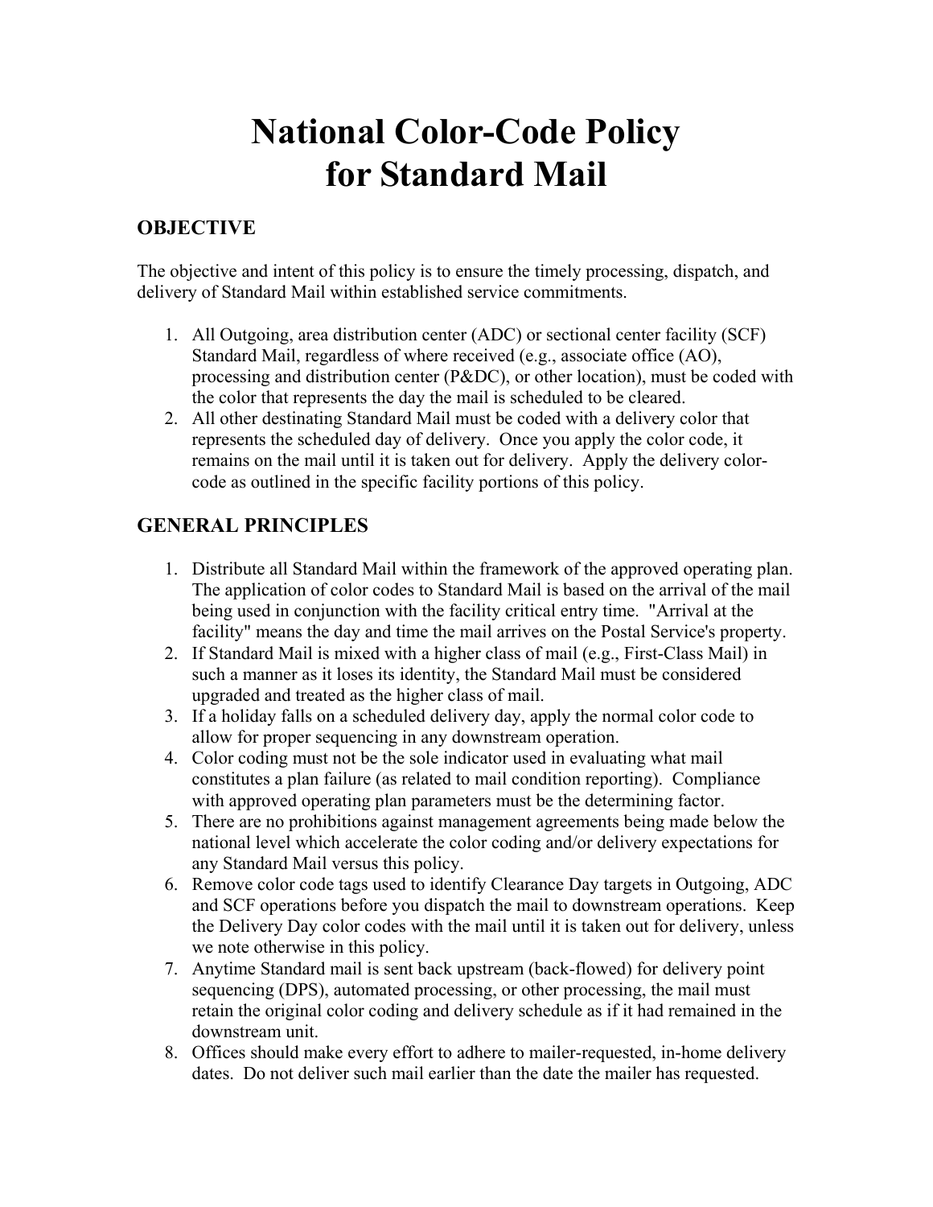# National Color-Code Policy for Standard Mail

## OBJECTIVE

The objective and intent of this policy is to ensure the timely processing, dispatch, and delivery of Standard Mail within established service commitments.

1. All Outgoing, area distribution center (ADC) or sectional center facility (SCF) Standard Mail, regardless of where received (e.g., associate office (AO), processing and distribution center (P&DC), or other location), must be coded with the color that represents the day the mail is scheduled to be cleared.
2. All other destinating Standard Mail must be coded with a delivery color that represents the scheduled day of delivery. Once you apply the color code, it remains on the mail until it is taken out for delivery. Apply the delivery color-code as outlined in the specific facility portions of this policy.

## GENERAL PRINCIPLES

1. Distribute all Standard Mail within the framework of the approved operating plan. The application of color codes to Standard Mail is based on the arrival of the mail being used in conjunction with the facility critical entry time. "Arrival at the facility" means the day and time the mail arrives on the Postal Service's property.
2. If Standard Mail is mixed with a higher class of mail (e.g., First-Class Mail) in such a manner as it loses its identity, the Standard Mail must be considered upgraded and treated as the higher class of mail.
3. If a holiday falls on a scheduled delivery day, apply the normal color code to allow for proper sequencing in any downstream operation.
4. Color coding must not be the sole indicator used in evaluating what mail constitutes a plan failure (as related to mail condition reporting). Compliance with approved operating plan parameters must be the determining factor.
5. There are no prohibitions against management agreements being made below the national level which accelerate the color coding and/or delivery expectations for any Standard Mail versus this policy.
6. Remove color code tags used to identify Clearance Day targets in Outgoing, ADC and SCF operations before you dispatch the mail to downstream operations. Keep the Delivery Day color codes with the mail until it is taken out for delivery, unless we note otherwise in this policy.
7. Anytime Standard mail is sent back upstream (back-flowed) for delivery point sequencing (DPS), automated processing, or other processing, the mail must retain the original color coding and delivery schedule as if it had remained in the downstream unit.
8. Offices should make every effort to adhere to mailer-requested, in-home delivery dates. Do not deliver such mail earlier than the date the mailer has requested.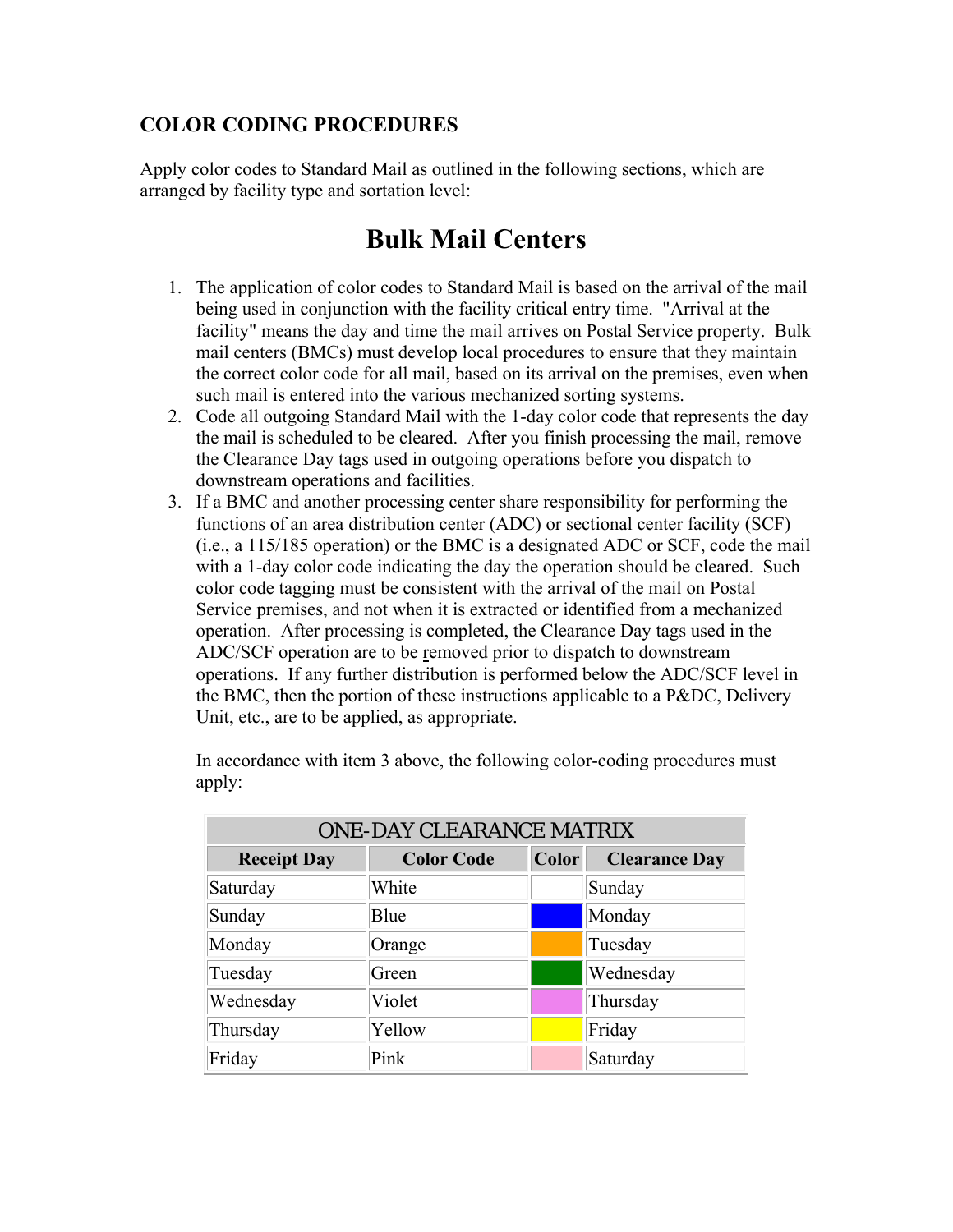**COLOR CODING PROCEDURES**

Apply color codes to Standard Mail as outlined in the following sections, which are arranged by facility type and sortation level:

# Bulk Mail Centers

1. The application of color codes to Standard Mail is based on the arrival of the mail being used in conjunction with the facility critical entry time. "Arrival at the facility" means the day and time the mail arrives on Postal Service property. Bulk mail centers (BMCs) must develop local procedures to ensure that they maintain the correct color code for all mail, based on its arrival on the premises, even when such mail is entered into the various mechanized sorting systems.
2. Code all outgoing Standard Mail with the 1-day color code that represents the day the mail is scheduled to be cleared. After you finish processing the mail, remove the Clearance Day tags used in outgoing operations before you dispatch to downstream operations and facilities.
3. If a BMC and another processing center share responsibility for performing the functions of an area distribution center (ADC) or sectional center facility (SCF) (i.e., a 115/185 operation) or the BMC is a designated ADC or SCF, code the mail with a 1-day color code indicating the day the operation should be cleared. Such color code tagging must be consistent with the arrival of the mail on Postal Service premises, and not when it is extracted or identified from a mechanized operation. After processing is completed, the Clearance Day tags used in the ADC/SCF operation are to be removed prior to dispatch to downstream operations. If any further distribution is performed below the ADC/SCF level in the BMC, then the portion of these instructions applicable to a P&DC, Delivery Unit, etc., are to be applied, as appropriate.

In accordance with item 3 above, the following color-coding procedures must apply:

| ONE-DAY CLEARANCE MATRIX | | | |
|---|---|---|---|
| **Receipt Day** | **Color Code** | **Color** | **Clearance Day** |
| Saturday | White | | Sunday |
| Sunday | Blue | | Monday |
| Monday | Orange | | Tuesday |
| Tuesday | Green | | Wednesday |
| Wednesday | Violet | | Thursday |
| Thursday | Yellow | | Friday |
| Friday | Pink | | Saturday |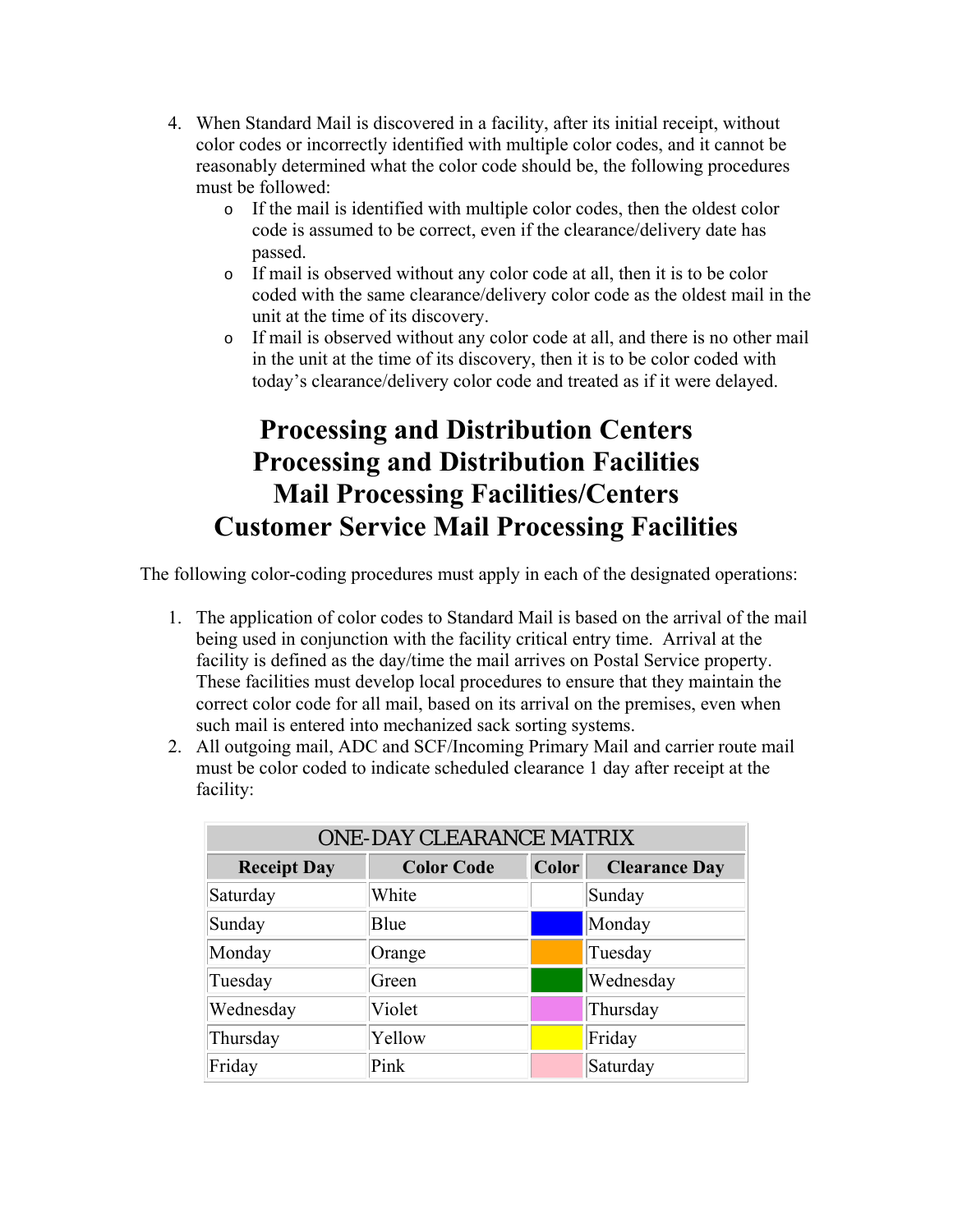4. When Standard Mail is discovered in a facility, after its initial receipt, without color codes or incorrectly identified with multiple color codes, and it cannot be reasonably determined what the color code should be, the following procedures must be followed:
   - If the mail is identified with multiple color codes, then the oldest color code is assumed to be correct, even if the clearance/delivery date has passed.
   - If mail is observed without any color code at all, then it is to be color coded with the same clearance/delivery color code as the oldest mail in the unit at the time of its discovery.
   - If mail is observed without any color code at all, and there is no other mail in the unit at the time of its discovery, then it is to be color coded with today's clearance/delivery color code and treated as if it were delayed.

# Processing and Distribution Centers
# Processing and Distribution Facilities
# Mail Processing Facilities/Centers
# Customer Service Mail Processing Facilities

The following color-coding procedures must apply in each of the designated operations:

1. The application of color codes to Standard Mail is based on the arrival of the mail being used in conjunction with the facility critical entry time. Arrival at the facility is defined as the day/time the mail arrives on Postal Service property. These facilities must develop local procedures to ensure that they maintain the correct color code for all mail, based on its arrival on the premises, even when such mail is entered into mechanized sack sorting systems.
2. All outgoing mail, ADC and SCF/Incoming Primary Mail and carrier route mail must be color coded to indicate scheduled clearance 1 day after receipt at the facility:

| ONE-DAY CLEARANCE MATRIX | | | |
|---|---|---|---|
| **Receipt Day** | **Color Code** | **Color** | **Clearance Day** |
| Saturday | White | | Sunday |
| Sunday | Blue | | Monday |
| Monday | Orange | | Tuesday |
| Tuesday | Green | | Wednesday |
| Wednesday | Violet | | Thursday |
| Thursday | Yellow | | Friday |
| Friday | Pink | | Saturday |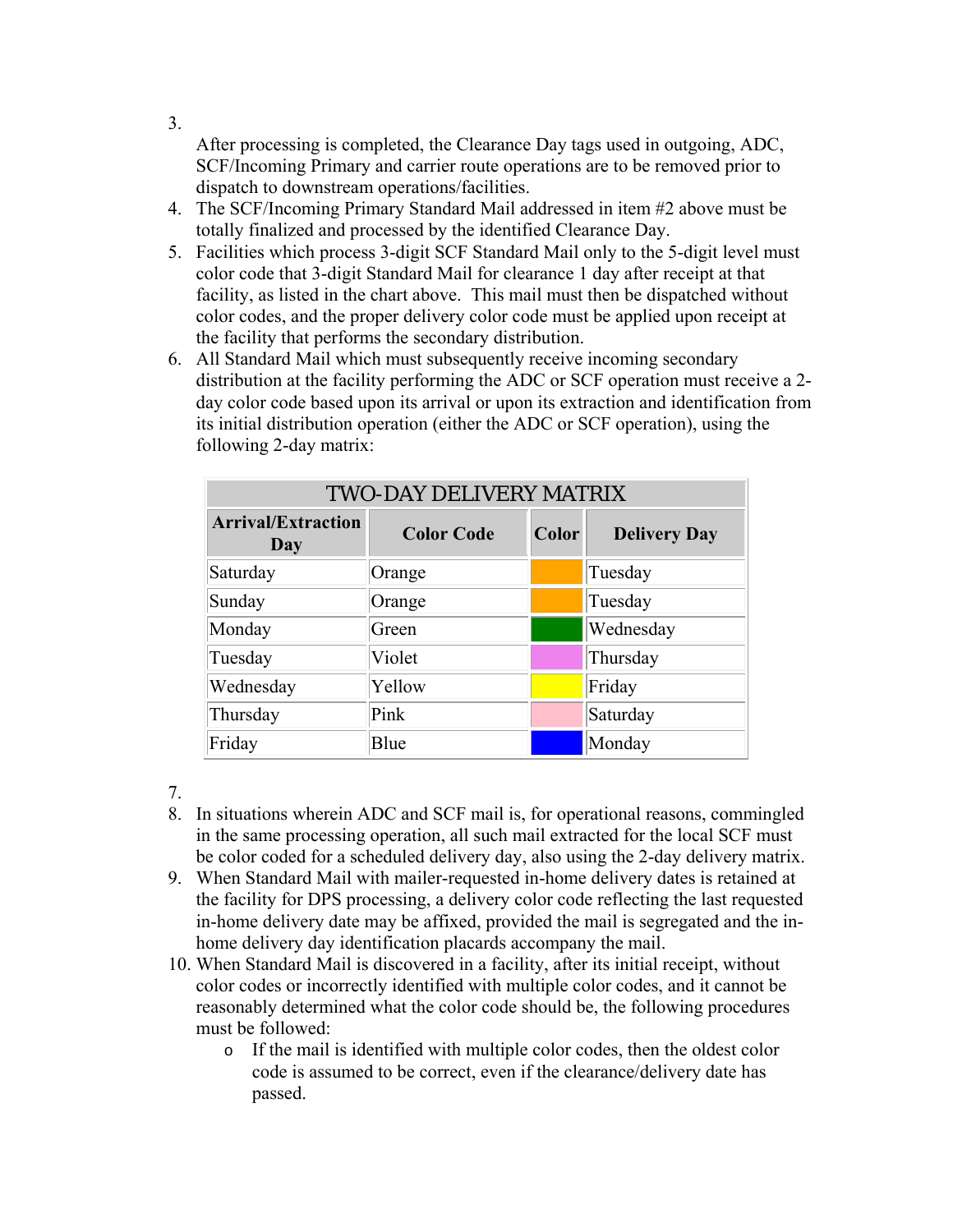3. After processing is completed, the Clearance Day tags used in outgoing, ADC, SCF/Incoming Primary and carrier route operations are to be removed prior to dispatch to downstream operations/facilities.
4. The SCF/Incoming Primary Standard Mail addressed in item #2 above must be totally finalized and processed by the identified Clearance Day.
5. Facilities which process 3-digit SCF Standard Mail only to the 5-digit level must color code that 3-digit Standard Mail for clearance 1 day after receipt at that facility, as listed in the chart above. This mail must then be dispatched without color codes, and the proper delivery color code must be applied upon receipt at the facility that performs the secondary distribution.
6. All Standard Mail which must subsequently receive incoming secondary distribution at the facility performing the ADC or SCF operation must receive a 2-day color code based upon its arrival or upon its extraction and identification from its initial distribution operation (either the ADC or SCF operation), using the following 2-day matrix:

| TWO-DAY DELIVERY MATRIX | | | |
|---|---|---|---|
| **Arrival/Extraction Day** | **Color Code** | **Color** | **Delivery Day** |
| Saturday | Orange | | Tuesday |
| Sunday | Orange | | Tuesday |
| Monday | Green | | Wednesday |
| Tuesday | Violet | | Thursday |
| Wednesday | Yellow | | Friday |
| Thursday | Pink | | Saturday |
| Friday | Blue | | Monday |

7.
8. In situations wherein ADC and SCF mail is, for operational reasons, commingled in the same processing operation, all such mail extracted for the local SCF must be color coded for a scheduled delivery day, also using the 2-day delivery matrix.
9. When Standard Mail with mailer-requested in-home delivery dates is retained at the facility for DPS processing, a delivery color code reflecting the last requested in-home delivery date may be affixed, provided the mail is segregated and the in-home delivery day identification placards accompany the mail.
10. When Standard Mail is discovered in a facility, after its initial receipt, without color codes or incorrectly identified with multiple color codes, and it cannot be reasonably determined what the color code should be, the following procedures must be followed:
    - If the mail is identified with multiple color codes, then the oldest color code is assumed to be correct, even if the clearance/delivery date has passed.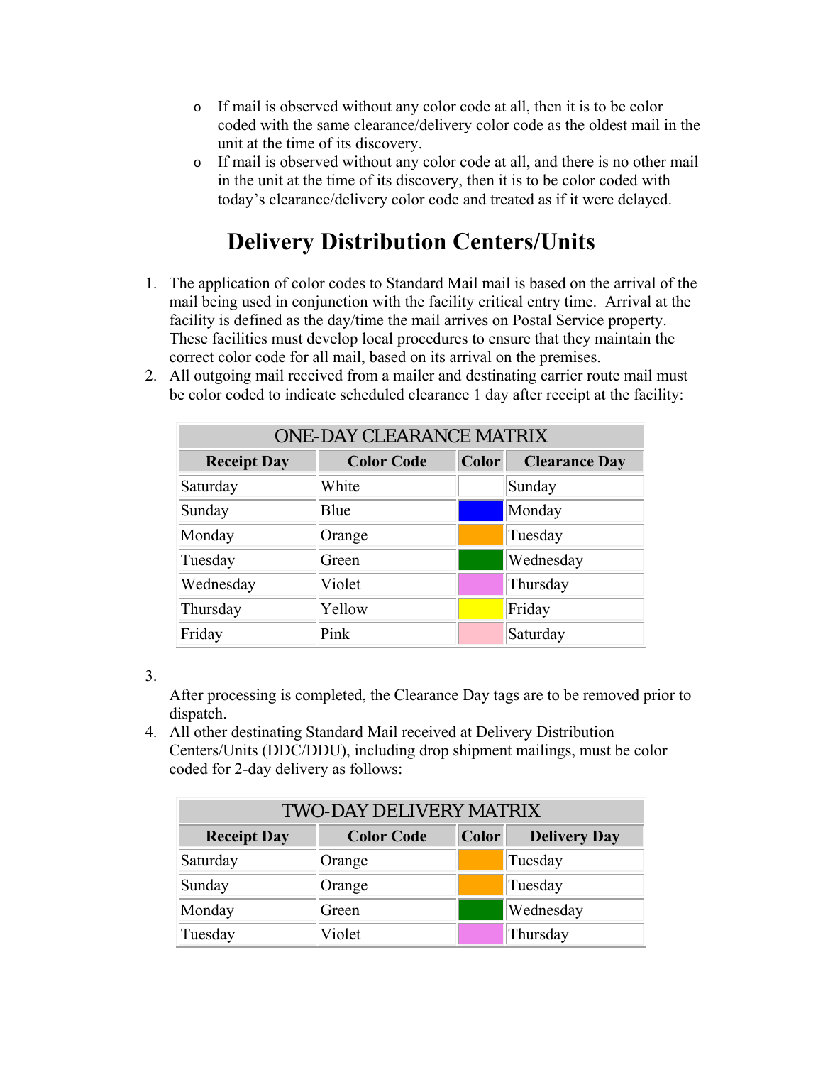- If mail is observed without any color code at all, then it is to be color coded with the same clearance/delivery color code as the oldest mail in the unit at the time of its discovery.
- If mail is observed without any color code at all, and there is no other mail in the unit at the time of its discovery, then it is to be color coded with today's clearance/delivery color code and treated as if it were delayed.

# Delivery Distribution Centers/Units

1. The application of color codes to Standard Mail mail is based on the arrival of the mail being used in conjunction with the facility critical entry time. Arrival at the facility is defined as the day/time the mail arrives on Postal Service property. These facilities must develop local procedures to ensure that they maintain the correct color code for all mail, based on its arrival on the premises.
2. All outgoing mail received from a mailer and destinating carrier route mail must be color coded to indicate scheduled clearance 1 day after receipt at the facility:

| ONE-DAY CLEARANCE MATRIX | | | |
|---|---|---|---|
| **Receipt Day** | **Color Code** | **Color** | **Clearance Day** |
| Saturday | White | | Sunday |
| Sunday | Blue | | Monday |
| Monday | Orange | | Tuesday |
| Tuesday | Green | | Wednesday |
| Wednesday | Violet | | Thursday |
| Thursday | Yellow | | Friday |
| Friday | Pink | | Saturday |

3. After processing is completed, the Clearance Day tags are to be removed prior to dispatch.
4. All other destinating Standard Mail received at Delivery Distribution Centers/Units (DDC/DDU), including drop shipment mailings, must be color coded for 2-day delivery as follows:

| TWO-DAY DELIVERY MATRIX | | | |
|---|---|---|---|
| **Receipt Day** | **Color Code** | **Color** | **Delivery Day** |
| Saturday | Orange | | Tuesday |
| Sunday | Orange | | Tuesday |
| Monday | Green | | Wednesday |
| Tuesday | Violet | | Thursday |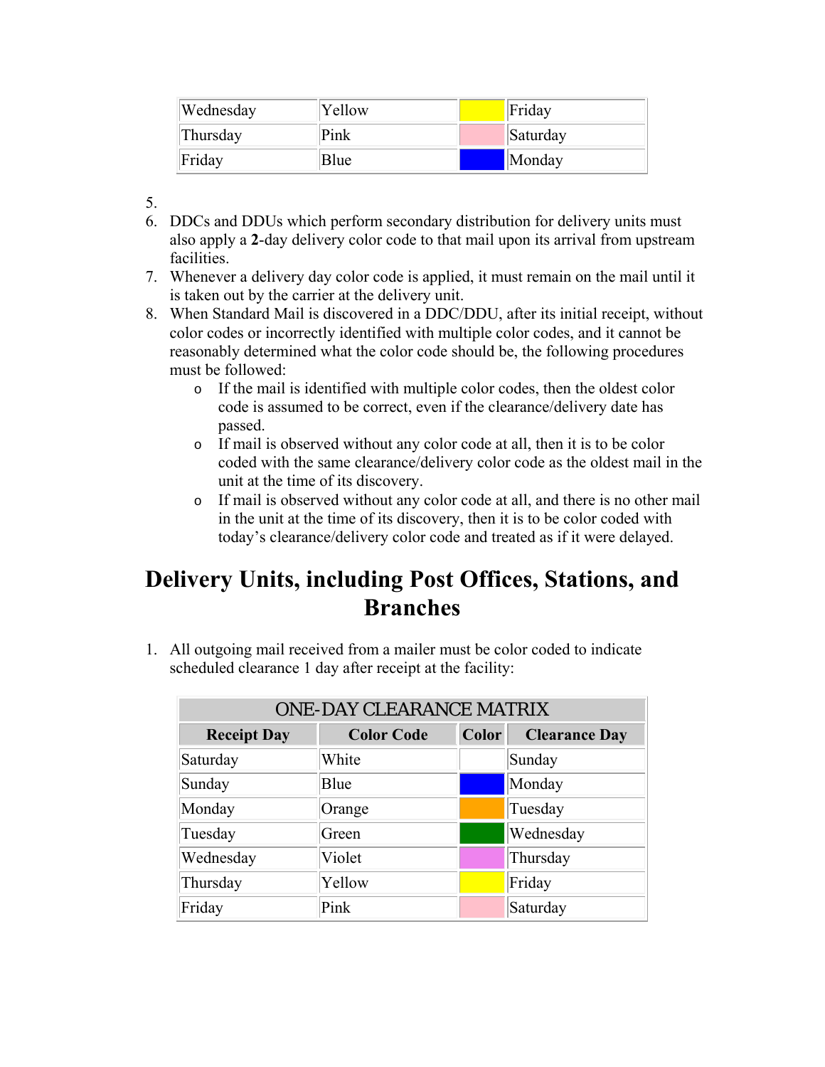| Wednesday | Yellow | | Friday |
|---|---|---|---|
| Thursday | Pink | | Saturday |
| Friday | Blue | | Monday |

5.
6. DDCs and DDUs which perform secondary distribution for delivery units must also apply a **2**-day delivery color code to that mail upon its arrival from upstream facilities.
7. Whenever a delivery day color code is applied, it must remain on the mail until it is taken out by the carrier at the delivery unit.
8. When Standard Mail is discovered in a DDC/DDU, after its initial receipt, without color codes or incorrectly identified with multiple color codes, and it cannot be reasonably determined what the color code should be, the following procedures must be followed:
   - If the mail is identified with multiple color codes, then the oldest color code is assumed to be correct, even if the clearance/delivery date has passed.
   - If mail is observed without any color code at all, then it is to be color coded with the same clearance/delivery color code as the oldest mail in the unit at the time of its discovery.
   - If mail is observed without any color code at all, and there is no other mail in the unit at the time of its discovery, then it is to be color coded with today's clearance/delivery color code and treated as if it were delayed.

# Delivery Units, including Post Offices, Stations, and Branches

1. All outgoing mail received from a mailer must be color coded to indicate scheduled clearance 1 day after receipt at the facility:

| ONE-DAY CLEARANCE MATRIX | | | |
|---|---|---|---|
| **Receipt Day** | **Color Code** | **Color** | **Clearance Day** |
| Saturday | White | | Sunday |
| Sunday | Blue | | Monday |
| Monday | Orange | | Tuesday |
| Tuesday | Green | | Wednesday |
| Wednesday | Violet | | Thursday |
| Thursday | Yellow | | Friday |
| Friday | Pink | | Saturday |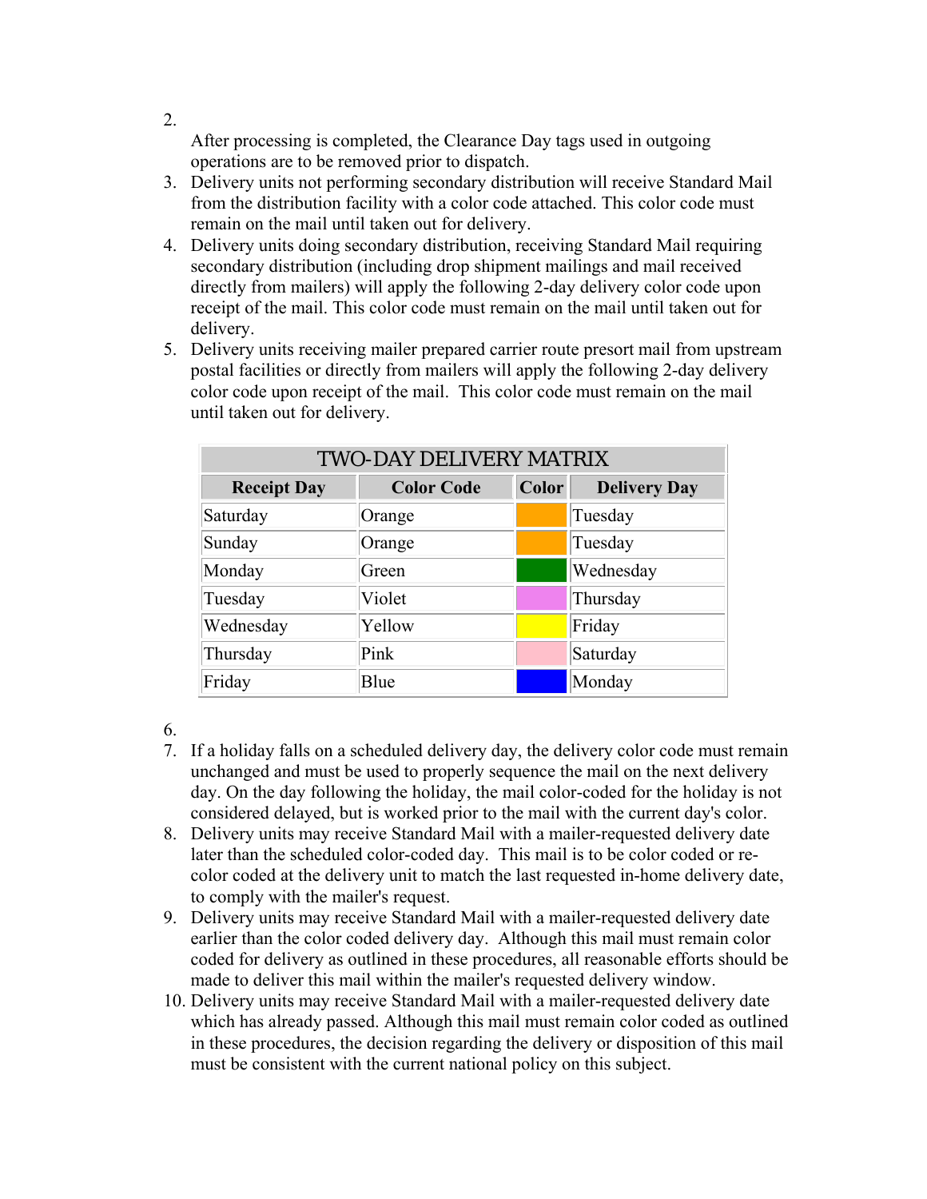2.

   After processing is completed, the Clearance Day tags used in outgoing operations are to be removed prior to dispatch.

3. Delivery units not performing secondary distribution will receive Standard Mail from the distribution facility with a color code attached. This color code must remain on the mail until taken out for delivery.
4. Delivery units doing secondary distribution, receiving Standard Mail requiring secondary distribution (including drop shipment mailings and mail received directly from mailers) will apply the following 2-day delivery color code upon receipt of the mail. This color code must remain on the mail until taken out for delivery.
5. Delivery units receiving mailer prepared carrier route presort mail from upstream postal facilities or directly from mailers will apply the following 2-day delivery color code upon receipt of the mail. This color code must remain on the mail until taken out for delivery.

| TWO-DAY DELIVERY MATRIX | | | |
|---|---|---|---|
| **Receipt Day** | **Color Code** | **Color** | **Delivery Day** |
| Saturday | Orange | | Tuesday |
| Sunday | Orange | | Tuesday |
| Monday | Green | | Wednesday |
| Tuesday | Violet | | Thursday |
| Wednesday | Yellow | | Friday |
| Thursday | Pink | | Saturday |
| Friday | Blue | | Monday |

6.
7. If a holiday falls on a scheduled delivery day, the delivery color code must remain unchanged and must be used to properly sequence the mail on the next delivery day. On the day following the holiday, the mail color-coded for the holiday is not considered delayed, but is worked prior to the mail with the current day's color.
8. Delivery units may receive Standard Mail with a mailer-requested delivery date later than the scheduled color-coded day. This mail is to be color coded or re-color coded at the delivery unit to match the last requested in-home delivery date, to comply with the mailer's request.
9. Delivery units may receive Standard Mail with a mailer-requested delivery date earlier than the color coded delivery day. Although this mail must remain color coded for delivery as outlined in these procedures, all reasonable efforts should be made to deliver this mail within the mailer's requested delivery window.
10. Delivery units may receive Standard Mail with a mailer-requested delivery date which has already passed. Although this mail must remain color coded as outlined in these procedures, the decision regarding the delivery or disposition of this mail must be consistent with the current national policy on this subject.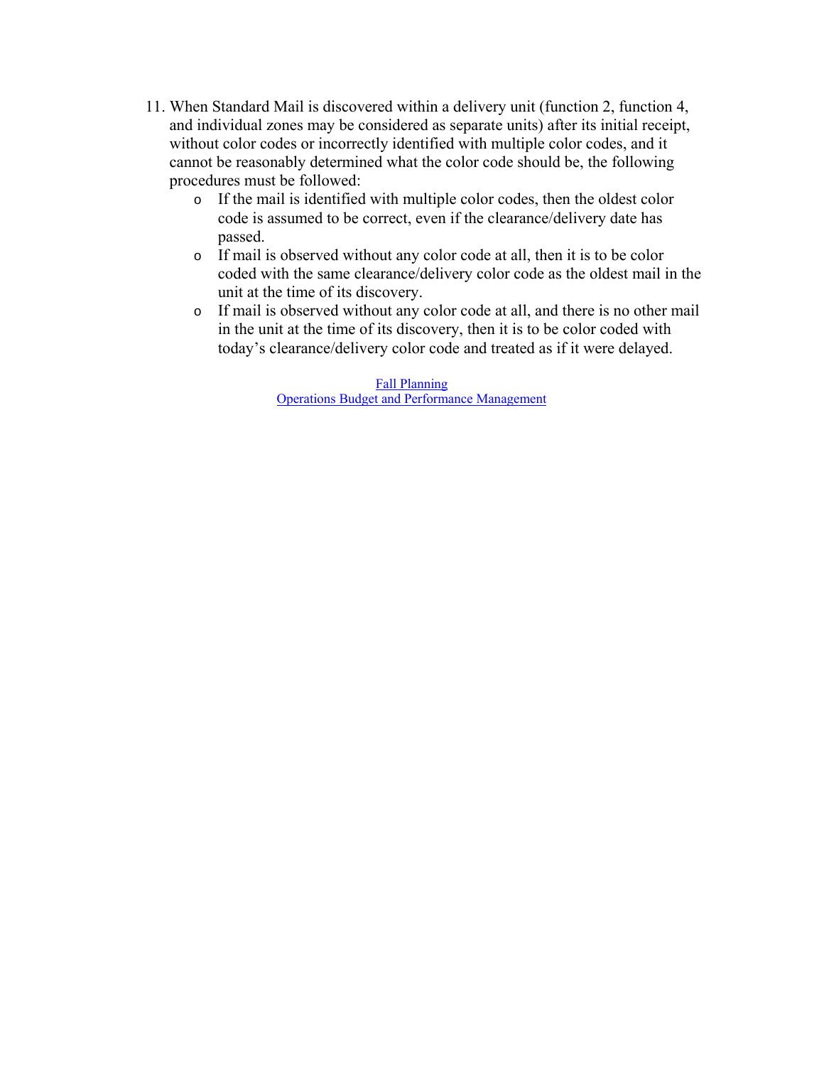11. When Standard Mail is discovered within a delivery unit (function 2, function 4, and individual zones may be considered as separate units) after its initial receipt, without color codes or incorrectly identified with multiple color codes, and it cannot be reasonably determined what the color code should be, the following procedures must be followed:
    - If the mail is identified with multiple color codes, then the oldest color code is assumed to be correct, even if the clearance/delivery date has passed.
    - If mail is observed without any color code at all, then it is to be color coded with the same clearance/delivery color code as the oldest mail in the unit at the time of its discovery.
    - If mail is observed without any color code at all, and there is no other mail in the unit at the time of its discovery, then it is to be color coded with today's clearance/delivery color code and treated as if it were delayed.

Fall Planning
Operations Budget and Performance Management